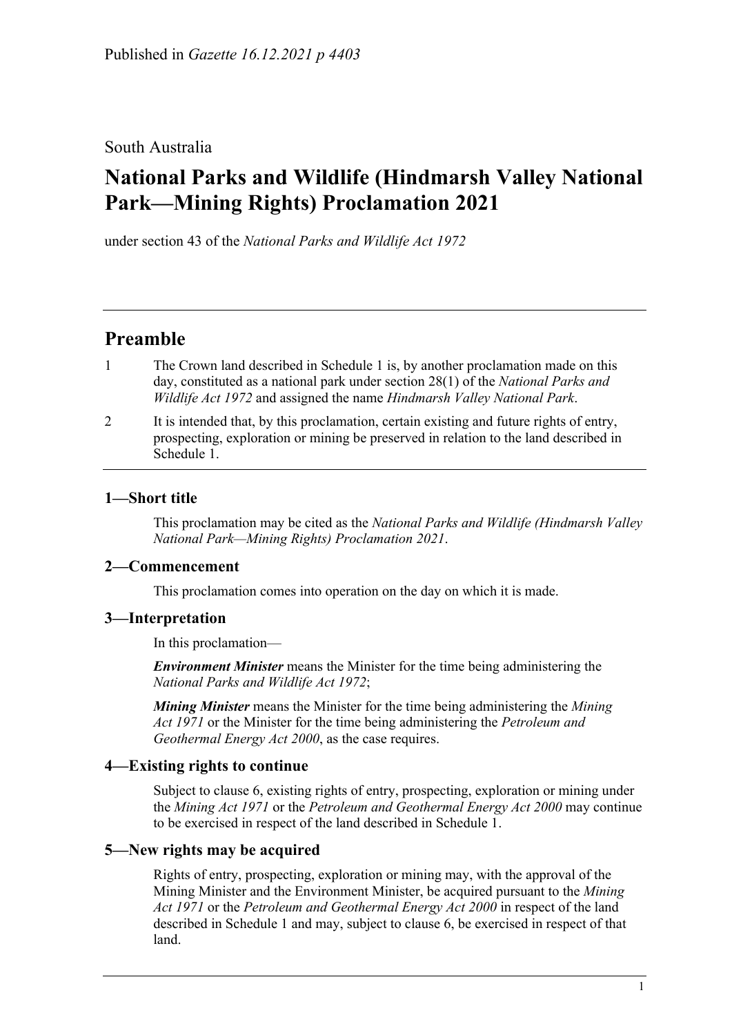Published in *Gazette 16.12.2021 p 4403*

South Australia

# National Parks and Wildlife (Hindmarsh Valley National Park—Mining Rights) Proclamation 2021

under section 43 of the *National Parks and Wildlife Act 1972*

## Preamble

1 The Crown land described in Schedule 1 is, by another proclamation made on this day, constituted as a national park under section 28(1) of the *National Parks and Wildlife Act 1972* and assigned the name *Hindmarsh Valley National Park*.

2 It is intended that, by this proclamation, certain existing and future rights of entry, prospecting, exploration or mining be preserved in relation to the land described in Schedule 1.

### 1—Short title

This proclamation may be cited as the *National Parks and Wildlife (Hindmarsh Valley National Park—Mining Rights) Proclamation 2021*.

### 2—Commencement

This proclamation comes into operation on the day on which it is made.

### 3—Interpretation

In this proclamation—

***Environment Minister*** means the Minister for the time being administering the *National Parks and Wildlife Act 1972*;

***Mining Minister*** means the Minister for the time being administering the *Mining Act 1971* or the Minister for the time being administering the *Petroleum and Geothermal Energy Act 2000*, as the case requires.

### 4—Existing rights to continue

Subject to clause 6, existing rights of entry, prospecting, exploration or mining under the *Mining Act 1971* or the *Petroleum and Geothermal Energy Act 2000* may continue to be exercised in respect of the land described in Schedule 1.

### 5—New rights may be acquired

Rights of entry, prospecting, exploration or mining may, with the approval of the Mining Minister and the Environment Minister, be acquired pursuant to the *Mining Act 1971* or the *Petroleum and Geothermal Energy Act 2000* in respect of the land described in Schedule 1 and may, subject to clause 6, be exercised in respect of that land.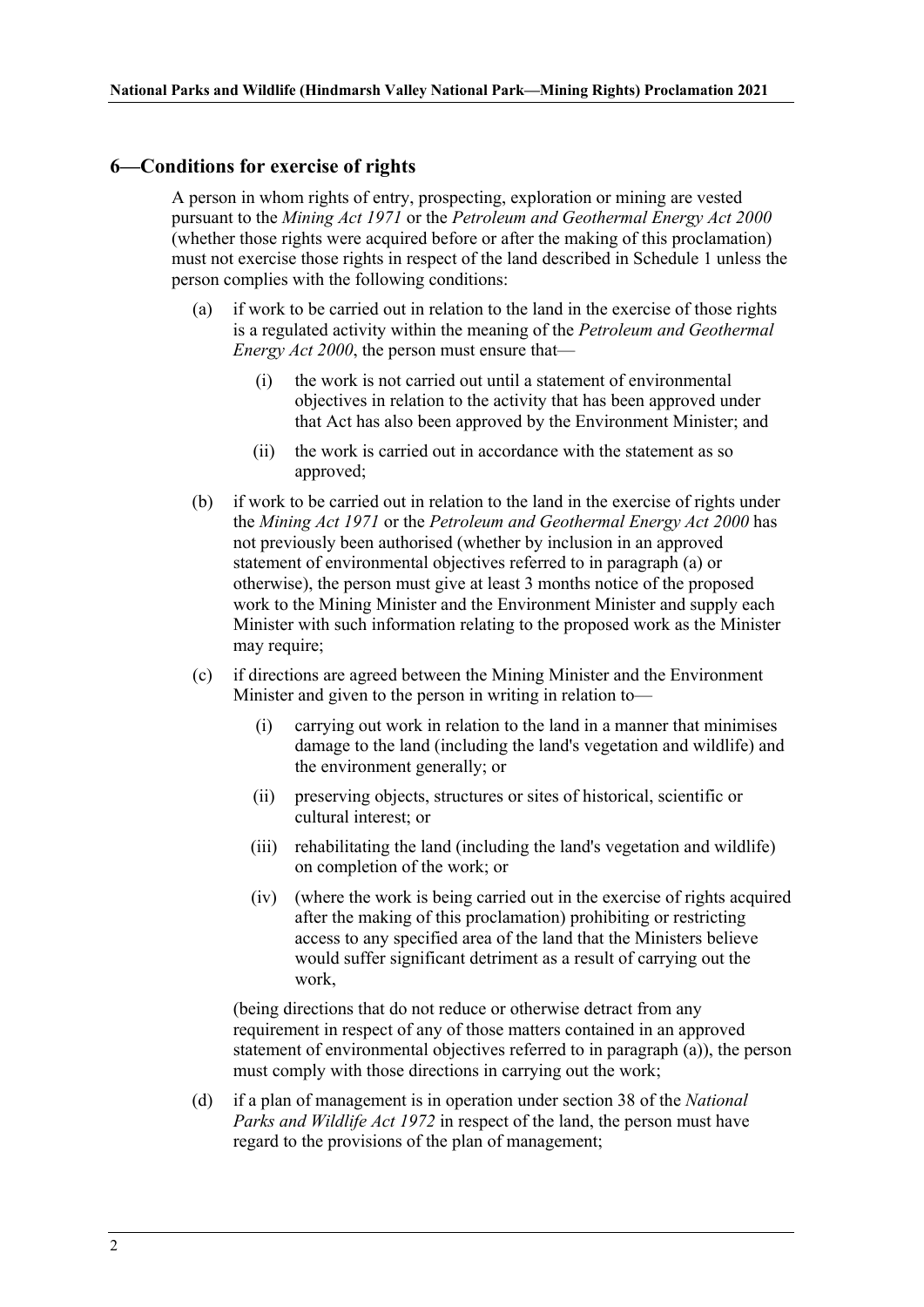## 6—Conditions for exercise of rights

A person in whom rights of entry, prospecting, exploration or mining are vested pursuant to the *Mining Act 1971* or the *Petroleum and Geothermal Energy Act 2000* (whether those rights were acquired before or after the making of this proclamation) must not exercise those rights in respect of the land described in Schedule 1 unless the person complies with the following conditions:

(a) if work to be carried out in relation to the land in the exercise of those rights is a regulated activity within the meaning of the *Petroleum and Geothermal Energy Act 2000*, the person must ensure that—

   (i) the work is not carried out until a statement of environmental objectives in relation to the activity that has been approved under that Act has also been approved by the Environment Minister; and

   (ii) the work is carried out in accordance with the statement as so approved;

(b) if work to be carried out in relation to the land in the exercise of rights under the *Mining Act 1971* or the *Petroleum and Geothermal Energy Act 2000* has not previously been authorised (whether by inclusion in an approved statement of environmental objectives referred to in paragraph (a) or otherwise), the person must give at least 3 months notice of the proposed work to the Mining Minister and the Environment Minister and supply each Minister with such information relating to the proposed work as the Minister may require;

(c) if directions are agreed between the Mining Minister and the Environment Minister and given to the person in writing in relation to—

   (i) carrying out work in relation to the land in a manner that minimises damage to the land (including the land's vegetation and wildlife) and the environment generally; or

   (ii) preserving objects, structures or sites of historical, scientific or cultural interest; or

   (iii) rehabilitating the land (including the land's vegetation and wildlife) on completion of the work; or

   (iv) (where the work is being carried out in the exercise of rights acquired after the making of this proclamation) prohibiting or restricting access to any specified area of the land that the Ministers believe would suffer significant detriment as a result of carrying out the work,

(being directions that do not reduce or otherwise detract from any requirement in respect of any of those matters contained in an approved statement of environmental objectives referred to in paragraph (a)), the person must comply with those directions in carrying out the work;

(d) if a plan of management is in operation under section 38 of the *National Parks and Wildlife Act 1972* in respect of the land, the person must have regard to the provisions of the plan of management;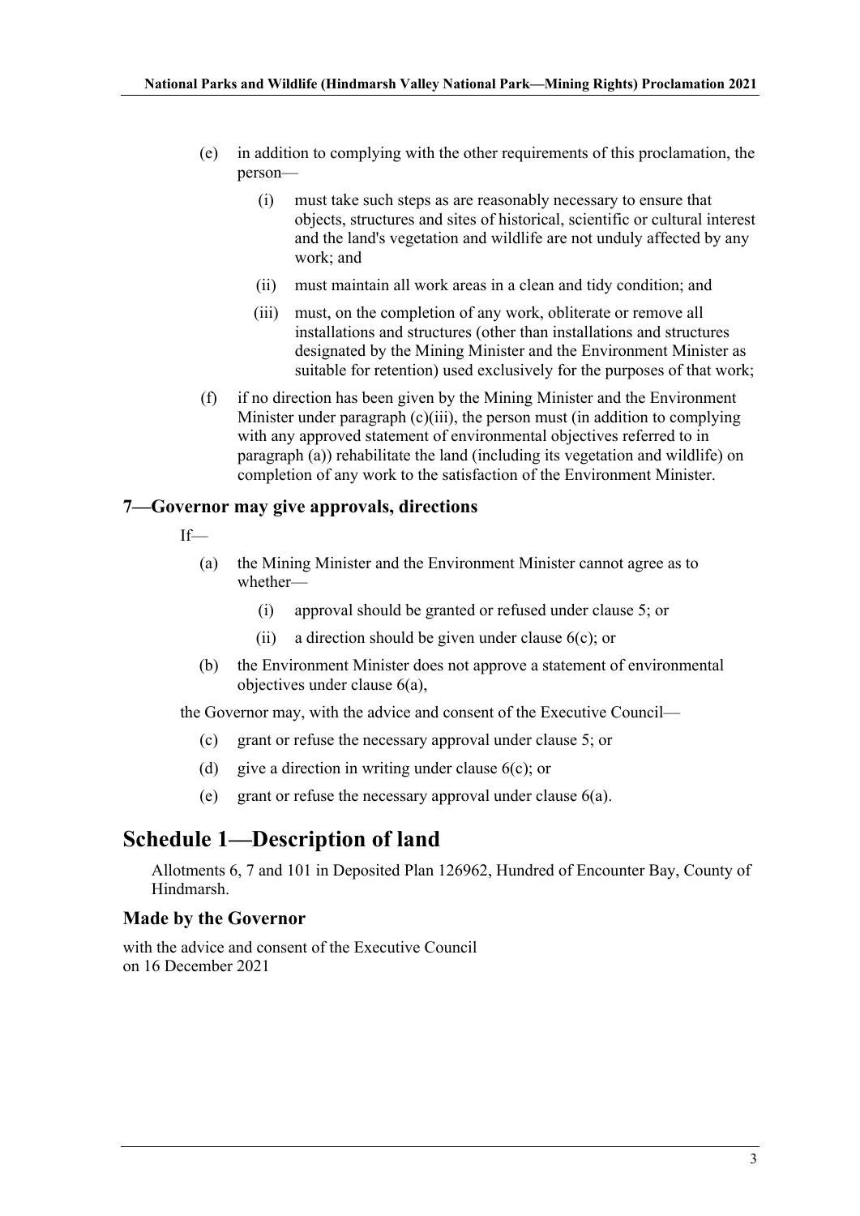(e) in addition to complying with the other requirements of this proclamation, the person—

  (i) must take such steps as are reasonably necessary to ensure that objects, structures and sites of historical, scientific or cultural interest and the land's vegetation and wildlife are not unduly affected by any work; and

  (ii) must maintain all work areas in a clean and tidy condition; and

  (iii) must, on the completion of any work, obliterate or remove all installations and structures (other than installations and structures designated by the Mining Minister and the Environment Minister as suitable for retention) used exclusively for the purposes of that work;

(f) if no direction has been given by the Mining Minister and the Environment Minister under paragraph (c)(iii), the person must (in addition to complying with any approved statement of environmental objectives referred to in paragraph (a)) rehabilitate the land (including its vegetation and wildlife) on completion of any work to the satisfaction of the Environment Minister.

### 7—Governor may give approvals, directions

If—

(a) the Mining Minister and the Environment Minister cannot agree as to whether—

  (i) approval should be granted or refused under clause 5; or

  (ii) a direction should be given under clause 6(c); or

(b) the Environment Minister does not approve a statement of environmental objectives under clause 6(a),

the Governor may, with the advice and consent of the Executive Council—

(c) grant or refuse the necessary approval under clause 5; or

(d) give a direction in writing under clause 6(c); or

(e) grant or refuse the necessary approval under clause 6(a).

## Schedule 1—Description of land

Allotments 6, 7 and 101 in Deposited Plan 126962, Hundred of Encounter Bay, County of Hindmarsh.

### Made by the Governor

with the advice and consent of the Executive Council
on 16 December 2021